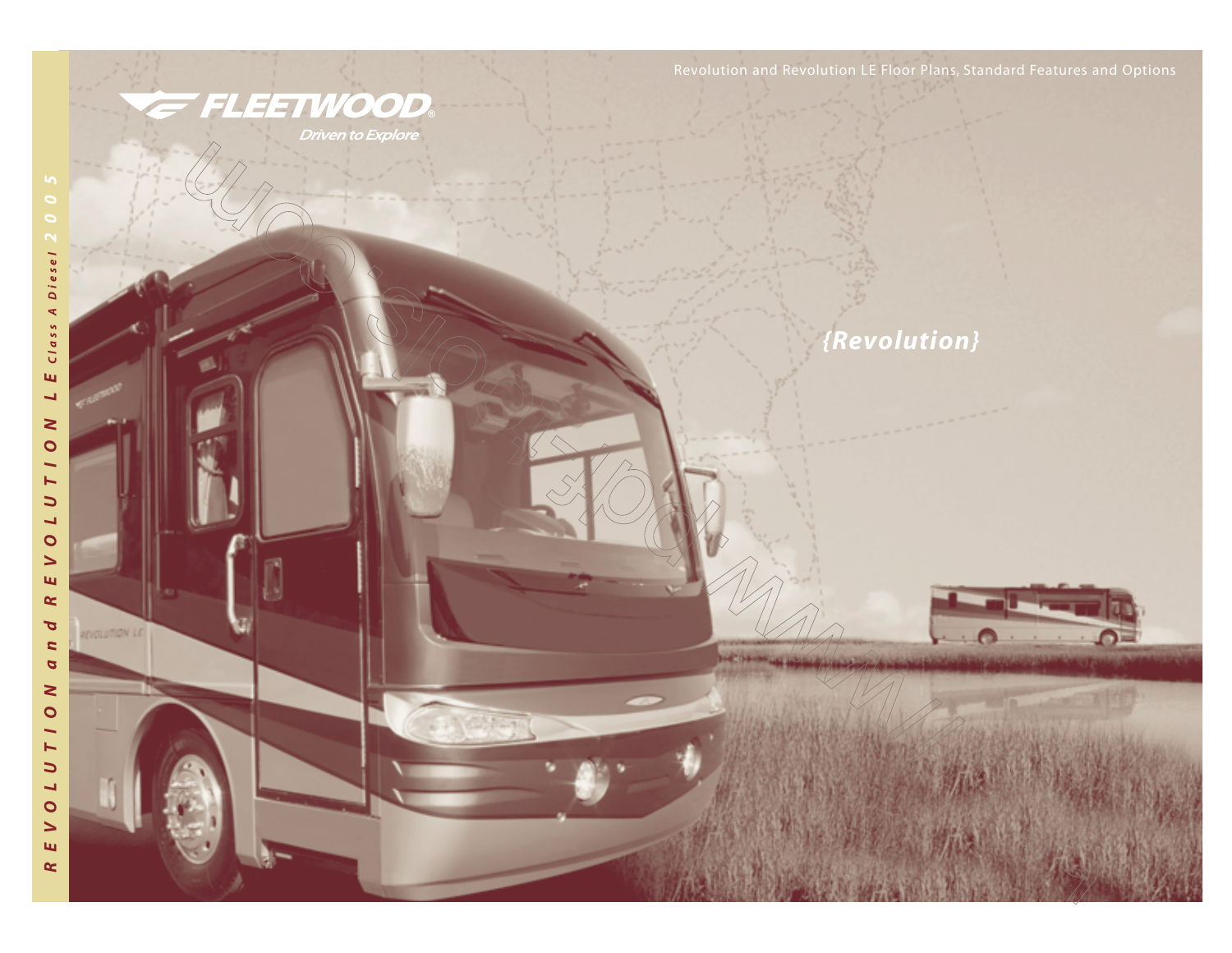Revolution and Revolution LE Floor Plans, Standard Features and Options

# FLEETWOOD®

*Driven to Explore*

## {Revolution}

*REVOLUTION and REVOLUTION LE Class A Diesel 2005*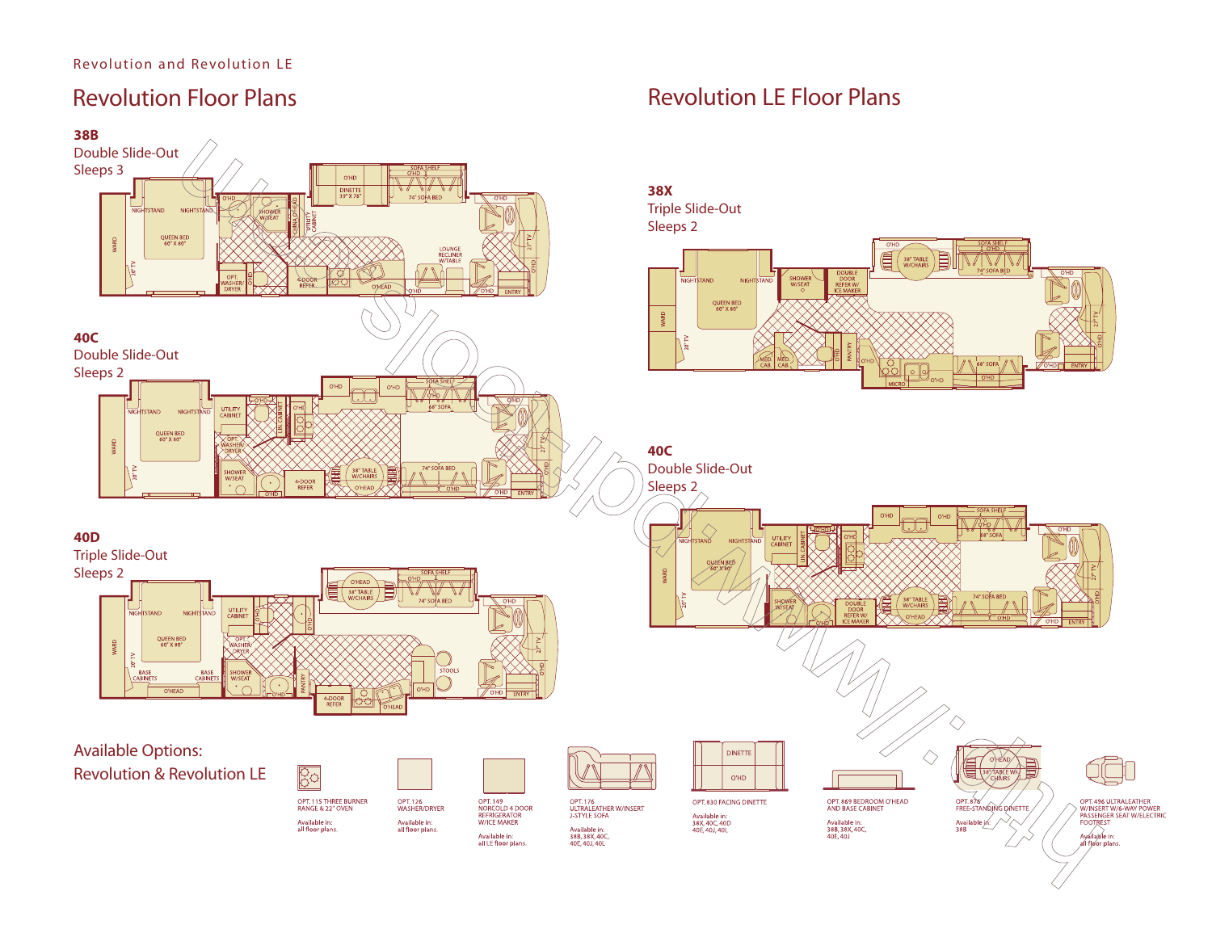Revolution and Revolution LE

# Revolution Floor Plans

**38B**
Double Slide-Out
Sleeps 3

**40C**
Double Slide-Out
Sleeps 2

**40D**
Triple Slide-Out
Sleeps 2

# Revolution LE Floor Plans

**38X**
Triple Slide-Out
Sleeps 2

**40C**
Double Slide-Out
Sleeps 2

## Available Options: Revolution & Revolution LE

OPT. 115 THREE BURNER RANGE & 22" OVEN
Available in: all floor plans.

OPT. 126 WASHER/DRYER
Available in: all floor plans.

OPT. 149 NORCOLD 4 DOOR REFRIGERATOR W/ICE MAKER
Available in: all LE floor plans.

OPT. 176 ULTRALEATHER W/INSERT J-STYLE SOFA
Available in: 38B, 38X, 40C, 40E, 40J, 40L

OPT. 830 FACING DINETTE
Available in: 38X, 40C, 40D 40E, 40J, 40L

OPT. 869 BEDROOM O'HEAD AND BASE CABINET
Available in: 38B, 38X, 40C, 40E, 40J

OPT. 878 FREE-STANDING DINETTE
Available in: 38B

OPT. 496 ULTRALEATHER W/INSERT W/6-WAY POWER PASSENGER SEAT W/ELECTRIC FOOTREST
Available in: all floor plans.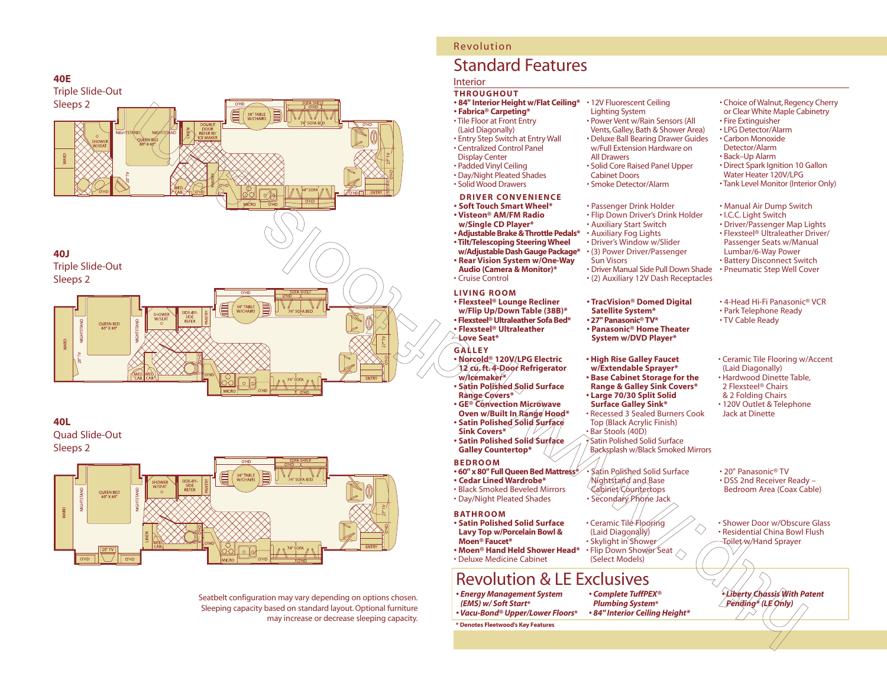## 40E
Triple Slide-Out
Sleeps 2

## 40J
Triple Slide-Out
Sleeps 2

## 40L
Quad Slide-Out
Sleeps 2

Seatbelt configuration may vary depending on options chosen. Sleeping capacity based on standard layout. Optional furniture may increase or decrease sleeping capacity.

Revolution

# Standard Features

## Interior

### THROUGHOUT

- **84" Interior Height w/Flat Ceiling***
- **Fabrica® Carpeting***
- Tile Floor at Front Entry (Laid Diagonally)
- Entry Step Switch at Entry Wall
- Centralized Control Panel Display Center
- Padded Vinyl Ceiling
- Day/Night Pleated Shades
- Solid Wood Drawers
- 12V Fluorescent Ceiling Lighting System
- Power Vent w/Rain Sensors (All Vents, Galley, Bath & Shower Area)
- Deluxe Ball Bearing Drawer Guides w/Full Extension Hardware on All Drawers
- Solid Core Raised Panel Upper Cabinet Doors
- Smoke Detector/Alarm
- Choice of Walnut, Regency Cherry or Clear White Maple Cabinetry
- Fire Extinguisher
- LPG Detector/Alarm
- Carbon Monoxide Detector/Alarm
- Back–Up Alarm
- Direct Spark Ignition 10 Gallon Water Heater 120V/LPG
- Tank Level Monitor (Interior Only)

### DRIVER CONVENIENCE

- **Soft Touch Smart Wheel***
- **Visteon® AM/FM Radio w/Single CD Player***
- **Adjustable Brake & Throttle Pedals***
- **Tilt/Telescoping Steering Wheel w/Adjustable Dash Gauge Package***
- **Rear Vision System w/One-Way Audio (Camera & Monitor)***
- Cruise Control
- Passenger Drink Holder
- Flip Down Driver's Drink Holder
- Auxiliary Start Switch
- Auxiliary Fog Lights
- Driver's Window w/Slider
- (3) Power Driver/Passenger Sun Visors
- Driver Manual Side Pull Down Shade
- (2) Auxiliary 12V Dash Receptacles
- Manual Air Dump Switch
- I.C.C. Light Switch
- Driver/Passenger Map Lights
- Flexsteel® Ultraleather Driver/ Passenger Seats w/Manual Lumbar/6-Way Power
- Battery Disconnect Switch
- Pneumatic Step Well Cover

### LIVING ROOM

- **Flexsteel® Lounge Recliner w/Flip Up/Down Table (38B)***
- **Flexsteel® Ultraleather Sofa Bed***
- **Flexsteel® Ultraleather Love Seat***
- **TracVision® Domed Digital Satellite System***
- **27" Panasonic® TV***
- **Panasonic® Home Theater System w/DVD Player***
- 4-Head Hi-Fi Panasonic® VCR
- Park Telephone Ready
- TV Cable Ready

### GALLEY

- **Norcold® 120V/LPG Electric 12 cu. ft. 4-Door Refrigerator w/Icemaker***
- **Satin Polished Solid Surface Range Covers***
- **GE® Convection Microwave Oven w/Built In Range Hood***
- **Satin Polished Solid Surface Sink Covers***
- **Satin Polished Solid Surface Galley Countertop***
- **High Rise Galley Faucet w/Extendable Sprayer***
- **Base Cabinet Storage for the Range & Galley Sink Covers***
- **Large 70/30 Split Solid Surface Galley Sink***
- Recessed 3 Sealed Burners Cook Top (Black Acrylic Finish)
- Bar Stools (40D)
- Satin Polished Solid Surface Backsplash w/Black Smoked Mirrors
- Ceramic Tile Flooring w/Accent (Laid Diagonally)
- Hardwood Dinette Table, 2 Flexsteel® Chairs & 2 Folding Chairs
- 120V Outlet & Telephone Jack at Dinette

### BEDROOM

- **60" x 80" Full Queen Bed Mattress***
- **Cedar Lined Wardrobe***
- Black Smoked Beveled Mirrors
- Day/Night Pleated Shades
- Satin Polished Solid Surface Nightstand and Base Cabinet Countertops
- Secondary Phone Jack
- 20" Panasonic® TV
- DSS 2nd Receiver Ready – Bedroom Area (Coax Cable)

### BATHROOM

- **Satin Polished Solid Surface Lavy Top w/Porcelain Bowl & Moen® Faucet***
- **Moen® Hand Held Shower Head***
- Deluxe Medicine Cabinet
- Ceramic Tile Flooring (Laid Diagonally)
- Skylight in Shower
- Flip Down Shower Seat (Select Models)
- Shower Door w/Obscure Glass
- Residential China Bowl Flush Toilet w/Hand Sprayer

## Revolution & LE Exclusives

- ***Energy Management System (EMS) w/ Soft Start****
- ***Vacu-Bond® Upper/Lower Floors****
- ***Complete TuffPEX® Plumbing System****
- ***84" Interior Ceiling Height****
- ***Liberty Chassis With Patent Pending* (LE Only)***

**\* Denotes Fleetwood's Key Features**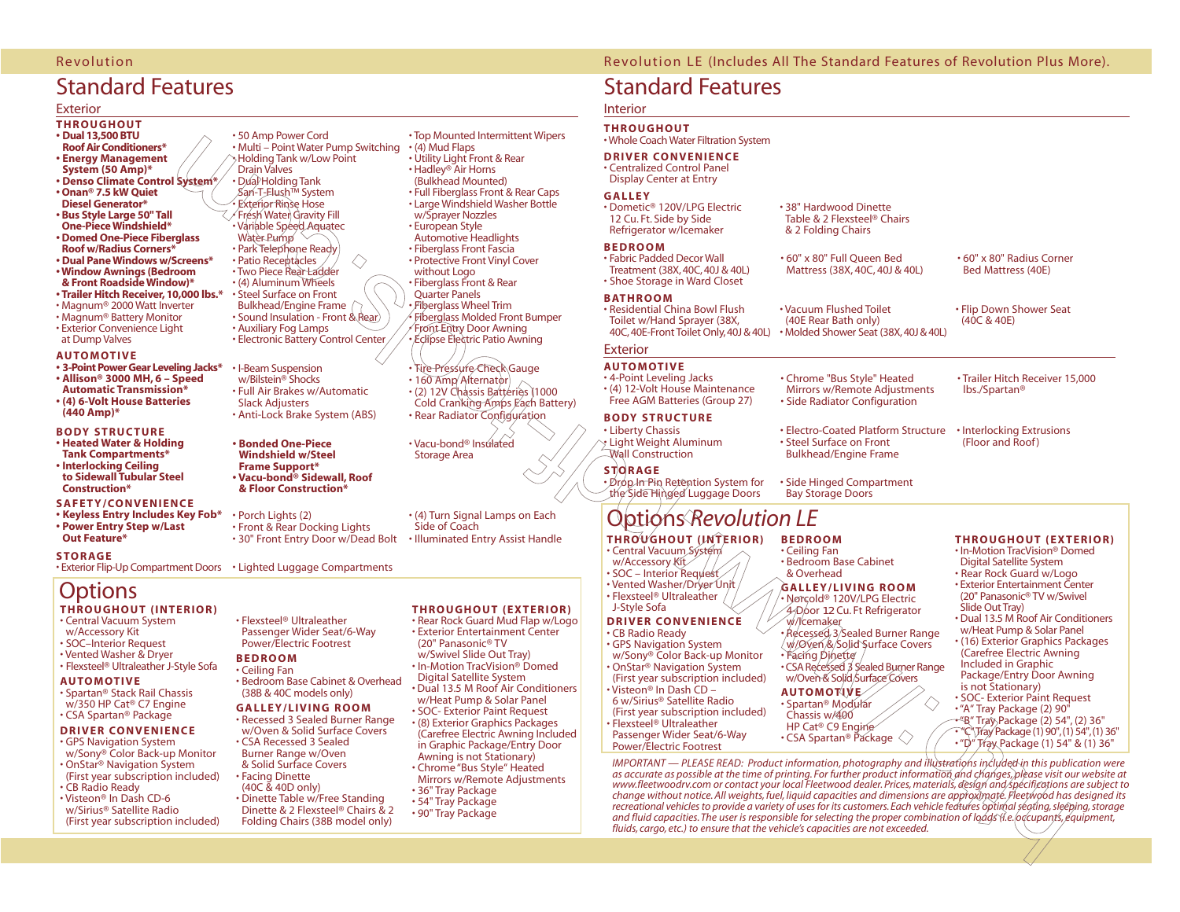# Revolution

## Standard Features

### Exterior

**THROUGHOUT**

- **Dual 13,500 BTU Roof Air Conditioners***
- **Energy Management System (50 Amp)***
- **Denso Climate Control System***
- **Onan® 7.5 kW Quiet Diesel Generator***
- **Bus Style Large 50" Tall One-Piece Windshield***
- **Domed One-Piece Fiberglass Roof w/Radius Corners***
- **Dual Pane Windows w/Screens***
- **Window Awnings (Bedroom & Front Roadside Window)***
- **Trailer Hitch Receiver, 10,000 lbs.***
- Magnum® 2000 Watt Inverter
- Magnum® Battery Monitor
- Exterior Convenience Light at Dump Valves
- 50 Amp Power Cord
- Multi – Point Water Pump Switching
- Holding Tank w/Low Point Drain Valves
- Dual Holding Tank San-T-Flush™ System
- Exterior Rinse Hose
- Fresh Water Gravity Fill
- Variable Speed Aquatec Water Pump
- Park Telephone Ready
- Patio Receptacles
- Two Piece Rear Ladder
- (4) Aluminum Wheels
- Steel Surface on Front Bulkhead/Engine Frame
- Sound Insulation - Front & Rear
- Auxiliary Fog Lamps
- Electronic Battery Control Center
- Top Mounted Intermittent Wipers
- (4) Mud Flaps
- Utility Light Front & Rear
- Hadley® Air Horns (Bulkhead Mounted)
- Full Fiberglass Front & Rear Caps
- Large Windshield Washer Bottle w/Sprayer Nozzles
- European Style Automotive Headlights
- Fiberglass Front Fascia
- Protective Front Vinyl Cover without Logo
- Fiberglass Front & Rear Quarter Panels
- Fiberglass Wheel Trim
- Fiberglass Molded Front Bumper
- Front Entry Door Awning
- Eclipse Electric Patio Awning

**AUTOMOTIVE**

- **3-Point Power Gear Leveling Jacks***
- **Allison® 3000 MH, 6 – Speed Automatic Transmission***
- **(4) 6-Volt House Batteries (440 Amp)***
- I-Beam Suspension w/Bilstein® Shocks
- Full Air Brakes w/Automatic Slack Adjusters
- Anti-Lock Brake System (ABS)
- Tire Pressure Check Gauge
- 160 Amp Alternator
- (2) 12V Chassis Batteries (1000 Cold Cranking Amps Each Battery)
- Rear Radiator Configuration

**BODY STRUCTURE**

- **Heated Water & Holding Tank Compartments***
- **Interlocking Ceiling to Sidewall Tubular Steel Construction***
- **Bonded One-Piece Windshield w/Steel Frame Support***
- **Vacu-bond® Sidewall, Roof & Floor Construction***
- Vacu-bond® Insulated Storage Area

**SAFETY/CONVENIENCE**

- **Keyless Entry Includes Key Fob***
- **Power Entry Step w/Last Out Feature***
- Porch Lights (2)
- Front & Rear Docking Lights
- 30" Front Entry Door w/Dead Bolt
- (4) Turn Signal Lamps on Each Side of Coach
- Illuminated Entry Assist Handle

**STORAGE**

- Exterior Flip-Up Compartment Doors
- Lighted Luggage Compartments

## Options

**THROUGHOUT (INTERIOR)**

- Central Vacuum System w/Accessory Kit
- SOC–Interior Request
- Vented Washer & Dryer
- Flexsteel® Ultraleather J-Style Sofa
- Flexsteel® Ultraleather Passenger Wider Seat/6-Way Power/Electric Footrest

**AUTOMOTIVE**

- Spartan® Stack Rail Chassis w/350 HP Cat® C7 Engine
- CSA Spartan® Package

**DRIVER CONVENIENCE**

- GPS Navigation System w/Sony® Color Back-up Monitor
- OnStar® Navigation System (First year subscription included)
- CB Radio Ready
- Visteon® In Dash CD-6 w/Sirius® Satellite Radio (First year subscription included)

**BEDROOM**

- Ceiling Fan
- Bedroom Base Cabinet & Overhead (38B & 40C models only)

**GALLEY/LIVING ROOM**

- Recessed 3 Sealed Burner Range w/Oven & Solid Surface Covers
- CSA Recessed 3 Sealed Burner Range w/Oven & Solid Surface Covers
- Facing Dinette (40C & 40D only)
- Dinette Table w/Free Standing Dinette & 2 Flexsteel® Chairs & 2 Folding Chairs (38B model only)

**THROUGHOUT (EXTERIOR)**

- Rear Rock Guard Mud Flap w/Logo
- Exterior Entertainment Center (20" Panasonic® TV w/Swivel Slide Out Tray)
- In-Motion TracVision® Domed Digital Satellite System
- Dual 13.5 M Roof Air Conditioners w/Heat Pump & Solar Panel
- SOC- Exterior Paint Request
- (8) Exterior Graphics Packages (Carefree Electric Awning Included in Graphic Package/Entry Door Awning is not Stationary)
- Chrome "Bus Style" Heated Mirrors w/Remote Adjustments
- 36" Tray Package
- 54" Tray Package
- 90" Tray Package

# Revolution LE (Includes All The Standard Features of Revolution Plus More).

## Standard Features

### Interior

**THROUGHOUT**

- Whole Coach Water Filtration System

**DRIVER CONVENIENCE**

- Centralized Control Panel Display Center at Entry

**GALLEY**

- Dometic® 120V/LPG Electric 12 Cu. Ft. Side by Side Refrigerator w/Icemaker
- 38" Hardwood Dinette Table & 2 Flexsteel® Chairs & 2 Folding Chairs

**BEDROOM**

- Fabric Padded Decor Wall Treatment (38X, 40C, 40J & 40L)
- Shoe Storage in Ward Closet
- 60" x 80" Full Queen Bed Mattress (38X, 40C, 40J & 40L)
- 60" x 80" Radius Corner Bed Mattress (40E)

**BATHROOM**

- Residential China Bowl Flush Toilet w/Hand Sprayer (38X, 40C, 40E-Front Toilet Only, 40J & 40L)
- Vacuum Flushed Toilet (40E Rear Bath only)
- Molded Shower Seat (38X, 40J & 40L)
- Flip Down Shower Seat (40C & 40E)

### Exterior

**AUTOMOTIVE**

- 4-Point Leveling Jacks
- (4) 12-Volt House Maintenance Free AGM Batteries (Group 27)
- Chrome "Bus Style" Heated Mirrors w/Remote Adjustments
- Side Radiator Configuration
- Trailer Hitch Receiver 15,000 lbs./Spartan®

**BODY STRUCTURE**

- Liberty Chassis
- Light Weight Aluminum Wall Construction
- Electro-Coated Platform Structure
- Steel Surface on Front Bulkhead/Engine Frame
- Interlocking Extrusions (Floor and Roof)

**STORAGE**

- Drop In Pin Retention System for the Side Hinged Luggage Doors
- Side Hinged Compartment Bay Storage Doors

## Options *Revolution LE*

**THROUGHOUT (INTERIOR)**

- Central Vacuum System w/Accessory Kit
- SOC – Interior Request
- Vented Washer/Dryer Unit
- Flexsteel® Ultraleather J-Style Sofa

**DRIVER CONVENIENCE**

- CB Radio Ready
- GPS Navigation System w/Sony® Color Back-up Monitor
- OnStar® Navigation System (First year subscription included)
- Visteon® In Dash CD – 6 w/Sirius® Satellite Radio (First year subscription included)
- Flexsteel® Ultraleather Passenger Wider Seat/6-Way Power/Electric Footrest

**BEDROOM**

- Ceiling Fan
- Bedroom Base Cabinet & Overhead

**GALLEY/LIVING ROOM**

- Norcold® 120V/LPG Electric 4-Door 12 Cu. Ft Refrigerator w/Icemaker
- Recessed 3 Sealed Burner Range w/Oven & Solid Surface Covers
- Facing Dinette
- CSA Recessed 3 Sealed Burner Range w/Oven & Solid Surface Covers

**AUTOMOTIVE**

- Spartan® Modular Chassis w/400 HP Cat® C9 Engine
- CSA Spartan® Package

**THROUGHOUT (EXTERIOR)**

- In-Motion TracVision® Domed Digital Satellite System
- Rear Rock Guard w/Logo
- Exterior Entertainment Center (20" Panasonic® TV w/Swivel Slide Out Tray)
- Dual 13.5 M Roof Air Conditioners w/Heat Pump & Solar Panel
- (16) Exterior Graphics Packages (Carefree Electric Awning Included in Graphic Package/Entry Door Awning is not Stationary)
- SOC- Exterior Paint Request
- "A" Tray Package (2) 90"
- "B" Tray Package (2) 54", (2) 36"
- "C" Tray Package (1) 90", (1) 54", (1) 36"
- "D" Tray Package (1) 54" & (1) 36"

*IMPORTANT — PLEASE READ: Product information, photography and illustrations included in this publication were as accurate as possible at the time of printing. For further product information and changes, please visit our website at www.fleetwoodrv.com or contact your local Fleetwood dealer. Prices, materials, design and specifications are subject to change without notice. All weights, fuel, liquid capacities and dimensions are approximate. Fleetwood has designed its recreational vehicles to provide a variety of uses for its customers. Each vehicle features optimal seating, sleeping, storage and fluid capacities. The user is responsible for selecting the proper combination of loads (i.e. occupants, equipment, fluids, cargo, etc.) to ensure that the vehicle's capacities are not exceeded.*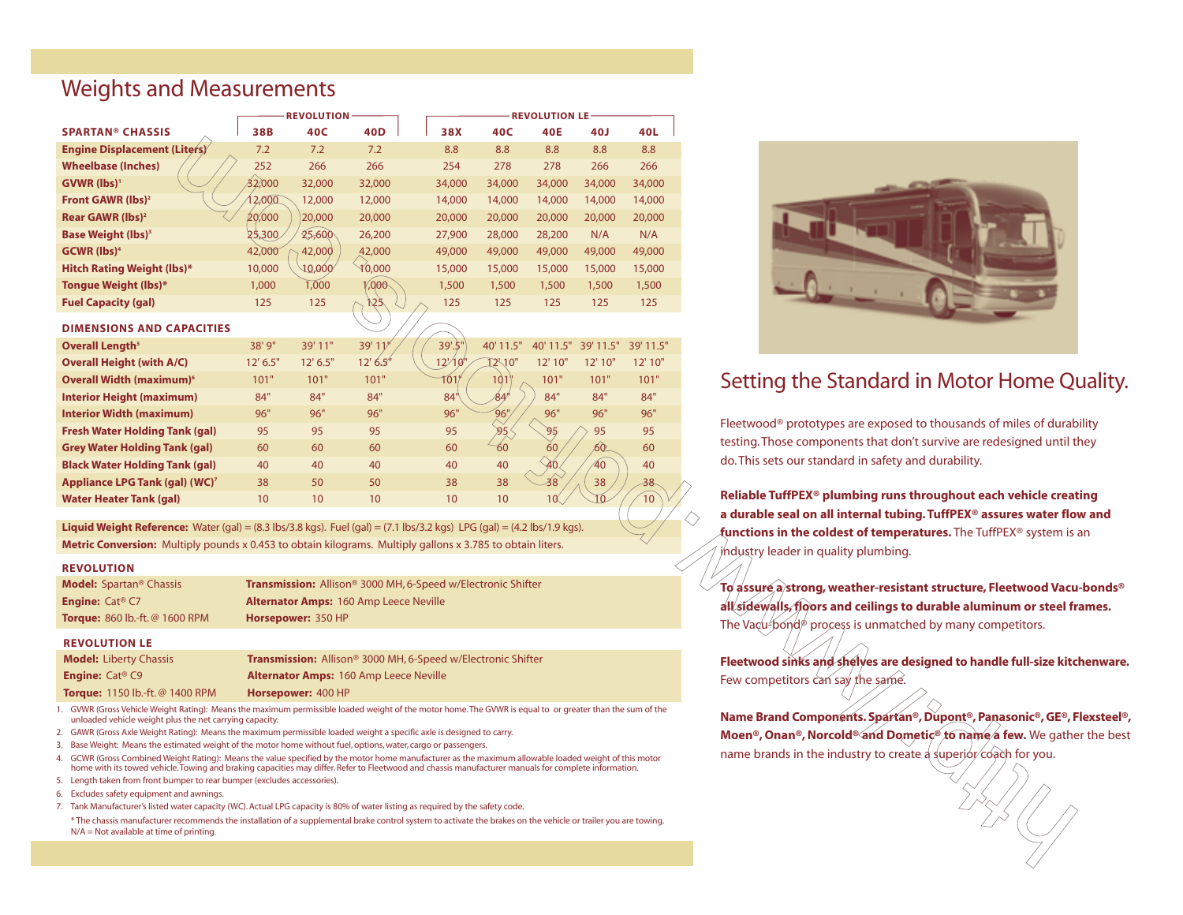# Weights and Measurements

| SPARTAN® CHASSIS | REVOLUTION 38B | REVOLUTION 40C | REVOLUTION 40D | REVOLUTION LE 38X | REVOLUTION LE 40C | REVOLUTION LE 40E | REVOLUTION LE 40J | REVOLUTION LE 40L |
|---|---|---|---|---|---|---|---|---|
| **Engine Displacement (Liters)** | 7.2 | 7.2 | 7.2 | 8.8 | 8.8 | 8.8 | 8.8 | 8.8 |
| **Wheelbase (Inches)** | 252 | 266 | 266 | 254 | 278 | 278 | 266 | 266 |
| **GVWR (lbs)**[1] | 32,000 | 32,000 | 32,000 | 34,000 | 34,000 | 34,000 | 34,000 | 34,000 |
| **Front GAWR (lbs)**[2] | 12,000 | 12,000 | 12,000 | 14,000 | 14,000 | 14,000 | 14,000 | 14,000 |
| **Rear GAWR (lbs)**[2] | 20,000 | 20,000 | 20,000 | 20,000 | 20,000 | 20,000 | 20,000 | 20,000 |
| **Base Weight (lbs)**[3] | 25,300 | 25,600 | 26,200 | 27,900 | 28,000 | 28,200 | N/A | N/A |
| **GCWR (lbs)**[4] | 42,000 | 42,000 | 42,000 | 49,000 | 49,000 | 49,000 | 49,000 | 49,000 |
| **Hitch Rating Weight (lbs)*** | 10,000 | 10,000 | 10,000 | 15,000 | 15,000 | 15,000 | 15,000 | 15,000 |
| **Tongue Weight (lbs)*** | 1,000 | 1,000 | 1,000 | 1,500 | 1,500 | 1,500 | 1,500 | 1,500 |
| **Fuel Capacity (gal)** | 125 | 125 | 125 | 125 | 125 | 125 | 125 | 125 |
| **DIMENSIONS AND CAPACITIES** | | | | | | | | |
| **Overall Length**[5] | 38' 9" | 39' 11" | 39' 11" | 39'.5" | 40' 11.5" | 40' 11.5" | 39' 11.5" | 39' 11.5" |
| **Overall Height (with A/C)** | 12' 6.5" | 12' 6.5" | 12' 6.5" | 12' 10" | 12' 10" | 12' 10" | 12' 10" | 12' 10" |
| **Overall Width (maximum)**[6] | 101" | 101" | 101" | 101" | 101" | 101" | 101" | 101" |
| **Interior Height (maximum)** | 84" | 84" | 84" | 84" | 84" | 84" | 84" | 84" |
| **Interior Width (maximum)** | 96" | 96" | 96" | 96" | 96" | 96" | 96" | 96" |
| **Fresh Water Holding Tank (gal)** | 95 | 95 | 95 | 95 | 95 | 95 | 95 | 95 |
| **Grey Water Holding Tank (gal)** | 60 | 60 | 60 | 60 | 60 | 60 | 60 | 60 |
| **Black Water Holding Tank (gal)** | 40 | 40 | 40 | 40 | 40 | 40 | 40 | 40 |
| **Appliance LPG Tank (gal) (WC)**[7] | 38 | 50 | 50 | 38 | 38 | 38 | 38 | 38 |
| **Water Heater Tank (gal)** | 10 | 10 | 10 | 10 | 10 | 10 | 10 | 10 |

**Liquid Weight Reference:** Water (gal) = (8.3 lbs/3.8 kgs). Fuel (gal) = (7.1 lbs/3.2 kgs) LPG (gal) = (4.2 lbs/1.9 kgs).

**Metric Conversion:** Multiply pounds x 0.453 to obtain kilograms. Multiply gallons x 3.785 to obtain liters.

### REVOLUTION

| | |
|---|---|
| **Model:** Spartan® Chassis | **Transmission:** Allison® 3000 MH, 6-Speed w/Electronic Shifter |
| **Engine:** Cat® C7 | **Alternator Amps:** 160 Amp Leece Neville |
| **Torque:** 860 lb.-ft. @ 1600 RPM | **Horsepower:** 350 HP |

### REVOLUTION LE

| | |
|---|---|
| **Model:** Liberty Chassis | **Transmission:** Allison® 3000 MH, 6-Speed w/Electronic Shifter |
| **Engine:** Cat® C9 | **Alternator Amps:** 160 Amp Leece Neville |
| **Torque:** 1150 lb.-ft. @ 1400 RPM | **Horsepower:** 400 HP |

1. GVWR (Gross Vehicle Weight Rating): Means the maximum permissible loaded weight of the motor home. The GVWR is equal to or greater than the sum of the unloaded vehicle weight plus the net carrying capacity.
2. GAWR (Gross Axle Weight Rating): Means the maximum permissible loaded weight a specific axle is designed to carry.
3. Base Weight: Means the estimated weight of the motor home without fuel, options, water, cargo or passengers.
4. GCWR (Gross Combined Weight Rating): Means the value specified by the motor home manufacturer as the maximum allowable loaded weight of this motor home with its towed vehicle. Towing and braking capacities may differ. Refer to Fleetwood and chassis manufacturer manuals for complete information.
5. Length taken from front bumper to rear bumper (excludes accessories).
6. Excludes safety equipment and awnings.
7. Tank Manufacturer's listed water capacity (WC). Actual LPG capacity is 80% of water listing as required by the safety code.

\* The chassis manufacturer recommends the installation of a supplemental brake control system to activate the brakes on the vehicle or trailer you are towing.
N/A = Not available at time of printing.

## Setting the Standard in Motor Home Quality.

Fleetwood® prototypes are exposed to thousands of miles of durability testing. Those components that don't survive are redesigned until they do. This sets our standard in safety and durability.

**Reliable TuffPEX® plumbing runs throughout each vehicle creating a durable seal on all internal tubing. TuffPEX® assures water flow and functions in the coldest of temperatures.** The TuffPEX® system is an industry leader in quality plumbing.

**To assure a strong, weather-resistant structure, Fleetwood Vacu-bonds® all sidewalls, floors and ceilings to durable aluminum or steel frames.** The Vacu-bond® process is unmatched by many competitors.

**Fleetwood sinks and shelves are designed to handle full-size kitchenware.** Few competitors can say the same.

**Name Brand Components. Spartan®, Dupont®, Panasonic®, GE®, Flexsteel®, Moen®, Onan®, Norcold® and Dometic® to name a few.** We gather the best name brands in the industry to create a superior coach for you.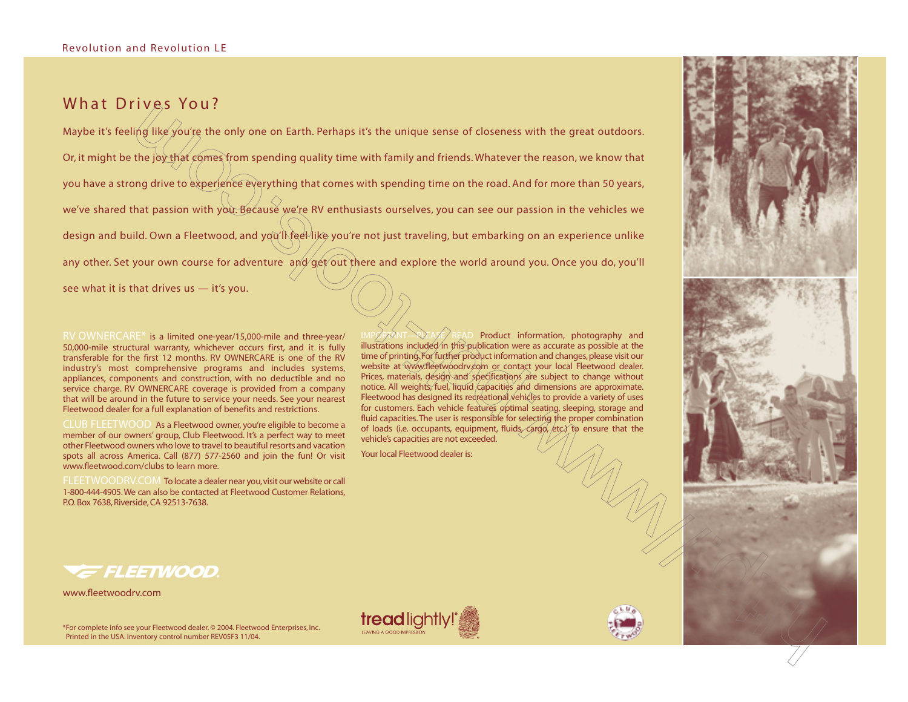## What Drives You?

Maybe it's feeling like you're the only one on Earth. Perhaps it's the unique sense of closeness with the great outdoors. Or, it might be the joy that comes from spending quality time with family and friends. Whatever the reason, we know that you have a strong drive to experience everything that comes with spending time on the road. And for more than 50 years, we've shared that passion with you. Because we're RV enthusiasts ourselves, you can see our passion in the vehicles we design and build. Own a Fleetwood, and you'll feel like you're not just traveling, but embarking on an experience unlike any other. Set your own course for adventure and get out there and explore the world around you. Once you do, you'll see what it is that drives us — it's you.

RV OWNERCARE* is a limited one-year/15,000-mile and three-year/50,000-mile structural warranty, whichever occurs first, and it is fully transferable for the first 12 months. RV OWNERCARE is one of the RV industry's most comprehensive programs and includes systems, appliances, components and construction, with no deductible and no service charge. RV OWNERCARE coverage is provided from a company that will be around in the future to service your needs. See your nearest Fleetwood dealer for a full explanation of benefits and restrictions.

CLUB FLEETWOOD As a Fleetwood owner, you're eligible to become a member of our owners' group, Club Fleetwood. It's a perfect way to meet other Fleetwood owners who love to travel to beautiful resorts and vacation spots all across America. Call (877) 577-2560 and join the fun! Or visit www.fleetwood.com/clubs to learn more.

FLEETWOODRV.COM To locate a dealer near you, visit our website or call 1-800-444-4905. We can also be contacted at Fleetwood Customer Relations, P.O. Box 7638, Riverside, CA 92513-7638.

IMPORTANT—PLEASE READ Product information, photography and illustrations included in this publication were as accurate as possible at the time of printing. For further product information and changes, please visit our website at www.fleetwoodrv.com or contact your local Fleetwood dealer. Prices, materials, design and specifications are subject to change without notice. All weights, fuel, liquid capacities and dimensions are approximate. Fleetwood has designed its recreational vehicles to provide a variety of uses for customers. Each vehicle features optimal seating, sleeping, storage and fluid capacities. The user is responsible for selecting the proper combination of loads (i.e. occupants, equipment, fluids, cargo, etc.) to ensure that the vehicle's capacities are not exceeded.

Your local Fleetwood dealer is:

FLEETWOOD

www.fleetwoodrv.com

tread lightly!® LEAVING A GOOD IMPRESSION

CLUB FLEETWOOD

*For complete info see your Fleetwood dealer. © 2004. Fleetwood Enterprises, Inc. Printed in the USA. Inventory control number REV05F3 11/04.